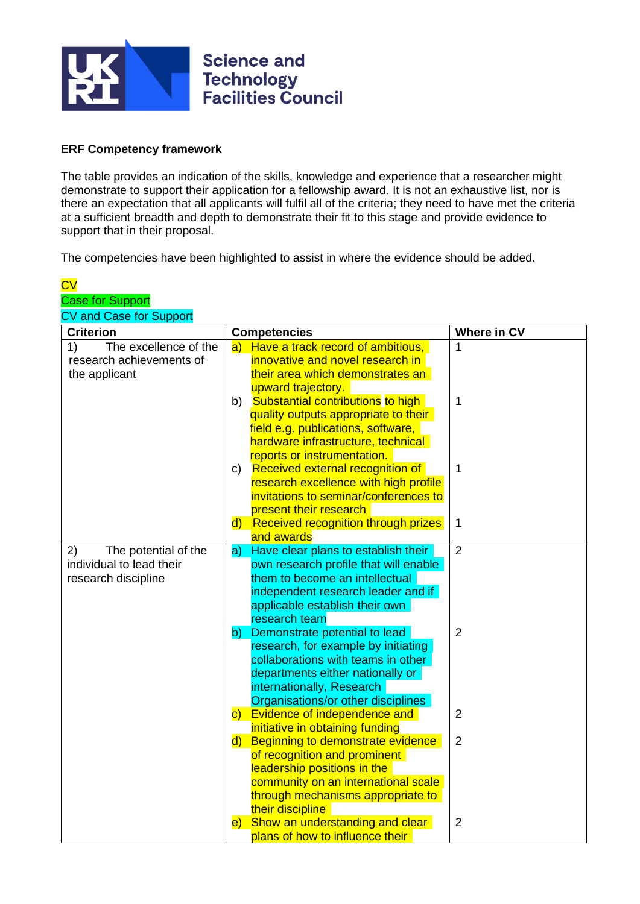Science and Technology Facilities Council

**ERF Competency framework**

The table provides an indication of the skills, knowledge and experience that a researcher might demonstrate to support their application for a fellowship award. It is not an exhaustive list, nor is there an expectation that all applicants will fulfil all of the criteria; they need to have met the criteria at a sufficient breadth and depth to demonstrate their fit to this stage and provide evidence to support that in their proposal.

The competencies have been highlighted to assist in where the evidence should be added.

CV
Case for Support
CV and Case for Support

| Criterion | Competencies | Where in CV |
|---|---|---|
| 1) The excellence of the research achievements of the applicant | a) Have a track record of ambitious, innovative and novel research in their area which demonstrates an upward trajectory. | 1 |
| | b) Substantial contributions to high quality outputs appropriate to their field e.g. publications, software, hardware infrastructure, technical reports or instrumentation. | 1 |
| | c) Received external recognition of research excellence with high profile invitations to seminar/conferences to present their research | 1 |
| | d) Received recognition through prizes and awards | 1 |
| 2) The potential of the individual to lead their research discipline | a) Have clear plans to establish their own research profile that will enable them to become an intellectual independent research leader and if applicable establish their own research team | 2 |
| | b) Demonstrate potential to lead research, for example by initiating collaborations with teams in other departments either nationally or internationally, Research Organisations/or other disciplines | 2 |
| | c) Evidence of independence and initiative in obtaining funding | 2 |
| | d) Beginning to demonstrate evidence of recognition and prominent leadership positions in the community on an international scale through mechanisms appropriate to their discipline | 2 |
| | e) Show an understanding and clear plans of how to influence their | 2 |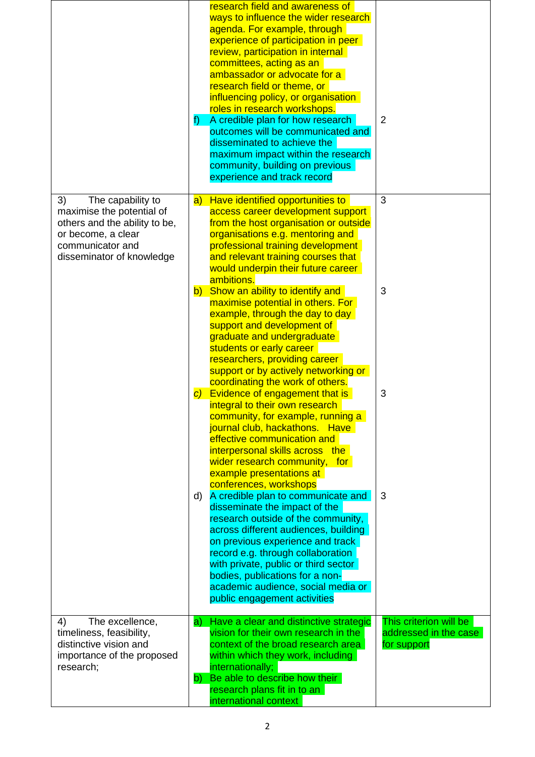| | | |
|---|---|---|
| | research field and awareness of ways to influence the wider research agenda. For example, through experience of participation in peer review, participation in internal committees, acting as an ambassador or advocate for a research field or theme, or influencing policy, or organisation roles in research workshops.<br>f) A credible plan for how research outcomes will be communicated and disseminated to achieve the maximum impact within the research community, building on previous experience and track record | <br><br><br><br><br><br><br><br><br><br>2 |
| 3) The capability to maximise the potential of others and the ability to be, or become, a clear communicator and disseminator of knowledge | a) Have identified opportunities to access career development support from the host organisation or outside organisations e.g. mentoring and professional training development and relevant training courses that would underpin their future career ambitions.<br>b) Show an ability to identify and maximise potential in others. For example, through the day to day support and development of graduate and undergraduate students or early career researchers, providing career support or by actively networking or coordinating the work of others.<br>*c)* Evidence of engagement that is integral to their own research community, for example, running a journal club, hackathons. Have effective communication and interpersonal skills across the wider research community, for example presentations at conferences, workshops<br>d) A credible plan to communicate and disseminate the impact of the research outside of the community, across different audiences, building on previous experience and track record e.g. through collaboration with private, public or third sector bodies, publications for a non-academic audience, social media or public engagement activities | 3<br><br><br><br><br><br><br><br>3<br><br><br><br><br><br><br><br><br>3<br><br><br><br><br><br><br><br><br>3 |
| 4) The excellence, timeliness, feasibility, distinctive vision and importance of the proposed research; | a) Have a clear and distinctive strategic vision for their own research in the context of the broad research area within which they work, including internationally;<br>b) Be able to describe how their research plans fit in to an international context | This criterion will be addressed in the case for support |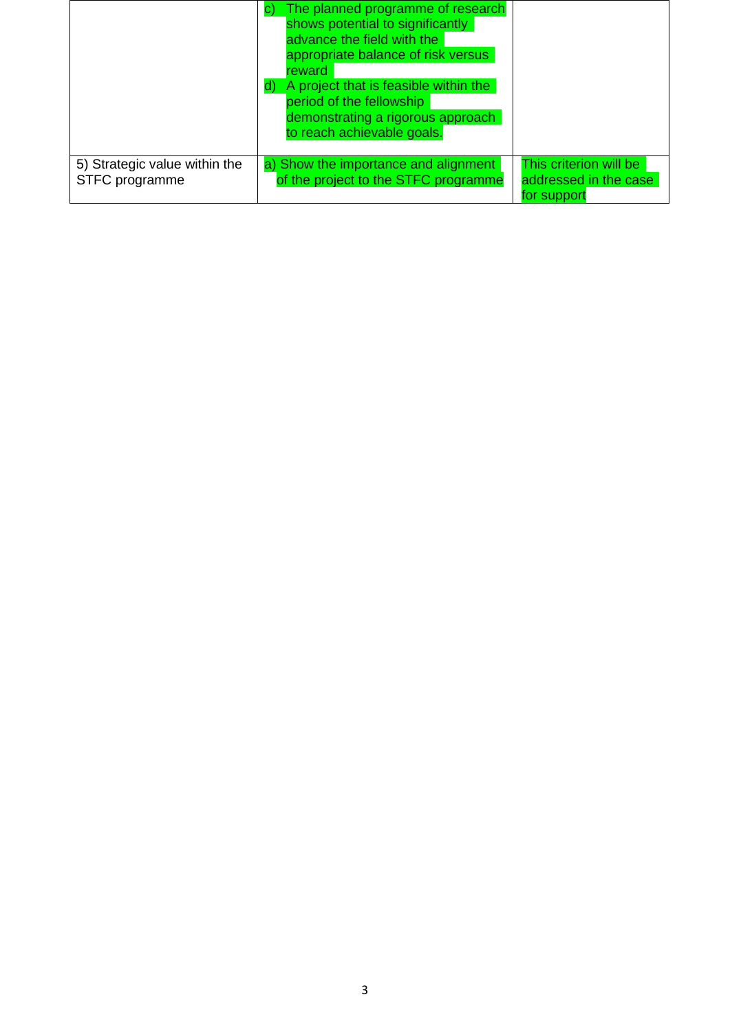| | | |
|---|---|---|
| | c) The planned programme of research shows potential to significantly advance the field with the appropriate balance of risk versus reward<br>d) A project that is feasible within the period of the fellowship demonstrating a rigorous approach to reach achievable goals. | |
| 5) Strategic value within the STFC programme | a) Show the importance and alignment of the project to the STFC programme | This criterion will be addressed in the case for support |